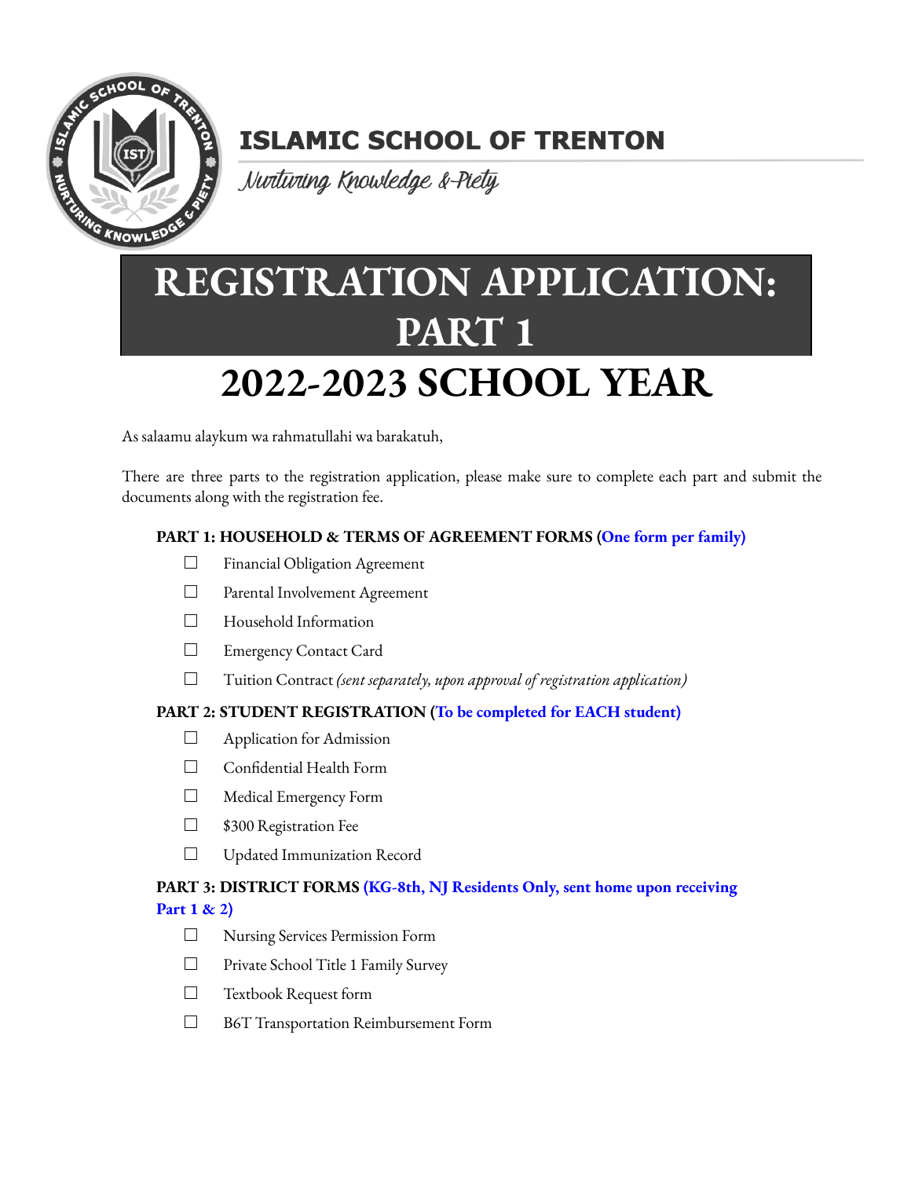# ISLAMIC SCHOOL OF TRENTON

*Nurturing Knowledge & Piety*

# REGISTRATION APPLICATION: PART 1

# 2022-2023 SCHOOL YEAR

As salaamu alaykum wa rahmatullahi wa barakatuh,

There are three parts to the registration application, please make sure to complete each part and submit the documents along with the registration fee.

**PART 1: HOUSEHOLD & TERMS OF AGREEMENT FORMS (One form per family)**

- ☐ Financial Obligation Agreement
- ☐ Parental Involvement Agreement
- ☐ Household Information
- ☐ Emergency Contact Card
- ☐ Tuition Contract *(sent separately, upon approval of registration application)*

**PART 2: STUDENT REGISTRATION (To be completed for EACH student)**

- ☐ Application for Admission
- ☐ Confidential Health Form
- ☐ Medical Emergency Form
- ☐ $300 Registration Fee
- ☐ Updated Immunization Record

**PART 3: DISTRICT FORMS (KG-8th, NJ Residents Only, sent home upon receiving Part 1 & 2)**

- ☐ Nursing Services Permission Form
- ☐ Private School Title 1 Family Survey
- ☐ Textbook Request form
- ☐ B6T Transportation Reimbursement Form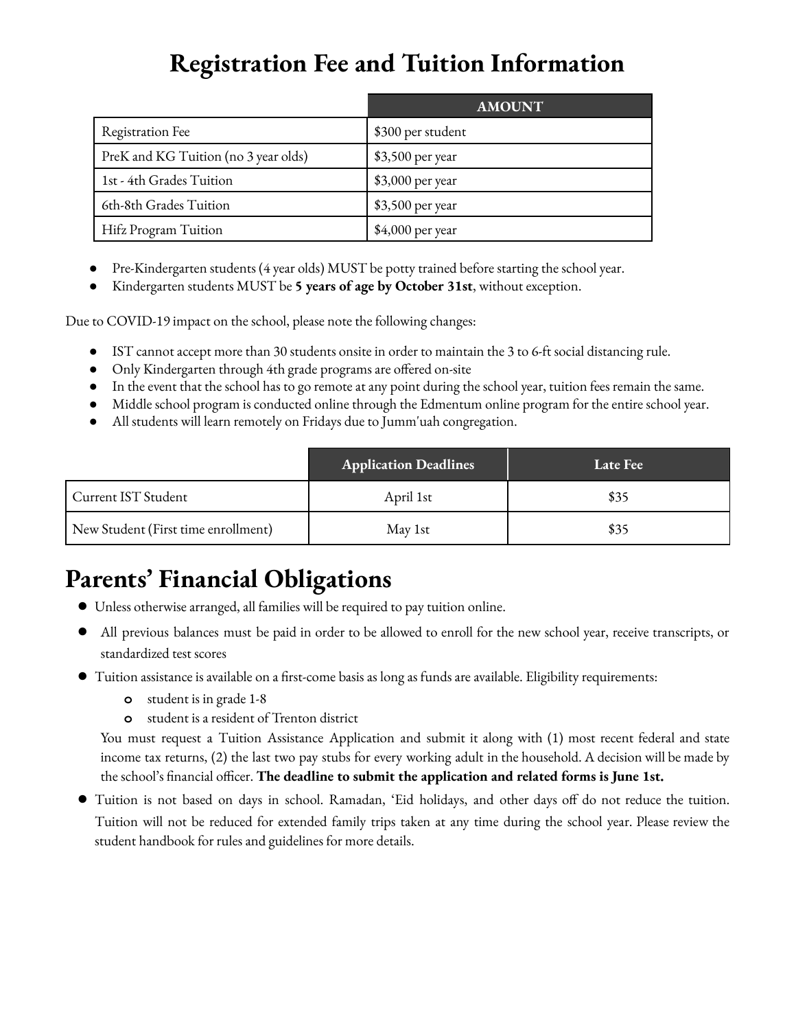# Registration Fee and Tuition Information

| | AMOUNT |
|---|---|
| Registration Fee | $300 per student |
| PreK and KG Tuition (no 3 year olds) | $3,500 per year |
| 1st - 4th Grades Tuition | $3,000 per year |
| 6th-8th Grades Tuition | $3,500 per year |
| Hifz Program Tuition | $4,000 per year |

- Pre-Kindergarten students (4 year olds) MUST be potty trained before starting the school year.
- Kindergarten students MUST be **5 years of age by October 31st**, without exception.

Due to COVID-19 impact on the school, please note the following changes:

- IST cannot accept more than 30 students onsite in order to maintain the 3 to 6-ft social distancing rule.
- Only Kindergarten through 4th grade programs are offered on-site
- In the event that the school has to go remote at any point during the school year, tuition fees remain the same.
- Middle school program is conducted online through the Edmentum online program for the entire school year.
- All students will learn remotely on Fridays due to Jumm'uah congregation.

| | Application Deadlines | Late Fee |
|---|---|---|
| Current IST Student | April 1st | $35 |
| New Student (First time enrollment) | May 1st | $35 |

# Parents' Financial Obligations

- Unless otherwise arranged, all families will be required to pay tuition online.
- All previous balances must be paid in order to be allowed to enroll for the new school year, receive transcripts, or standardized test scores
- Tuition assistance is available on a first-come basis as long as funds are available. Eligibility requirements:
  - student is in grade 1-8
  - student is a resident of Trenton district

  You must request a Tuition Assistance Application and submit it along with (1) most recent federal and state income tax returns, (2) the last two pay stubs for every working adult in the household. A decision will be made by the school's financial officer. **The deadline to submit the application and related forms is June 1st.**
- Tuition is not based on days in school. Ramadan, 'Eid holidays, and other days off do not reduce the tuition. Tuition will not be reduced for extended family trips taken at any time during the school year. Please review the student handbook for rules and guidelines for more details.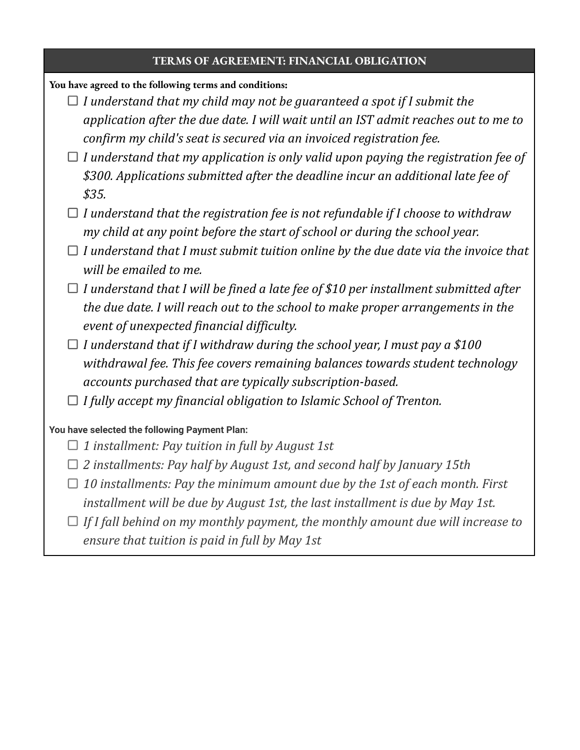## TERMS OF AGREEMENT: FINANCIAL OBLIGATION

**You have agreed to the following terms and conditions:**

- ☐ *I understand that my child may not be guaranteed a spot if I submit the application after the due date. I will wait until an IST admit reaches out to me to confirm my child's seat is secured via an invoiced registration fee.*
- ☐ *I understand that my application is only valid upon paying the registration fee of $300. Applications submitted after the deadline incur an additional late fee of $35.*
- ☐ *I understand that the registration fee is not refundable if I choose to withdraw my child at any point before the start of school or during the school year.*
- ☐ *I understand that I must submit tuition online by the due date via the invoice that will be emailed to me.*
- ☐ *I understand that I will be fined a late fee of $10 per installment submitted after the due date. I will reach out to the school to make proper arrangements in the event of unexpected financial difficulty.*
- ☐ *I understand that if I withdraw during the school year, I must pay a $100 withdrawal fee. This fee covers remaining balances towards student technology accounts purchased that are typically subscription-based.*
- ☐ *I fully accept my financial obligation to Islamic School of Trenton.*

**You have selected the following Payment Plan:**

- ☐ *1 installment: Pay tuition in full by August 1st*
- ☐ *2 installments: Pay half by August 1st, and second half by January 15th*
- ☐ *10 installments: Pay the minimum amount due by the 1st of each month. First installment will be due by August 1st, the last installment is due by May 1st.*
- ☐ *If I fall behind on my monthly payment, the monthly amount due will increase to ensure that tuition is paid in full by May 1st*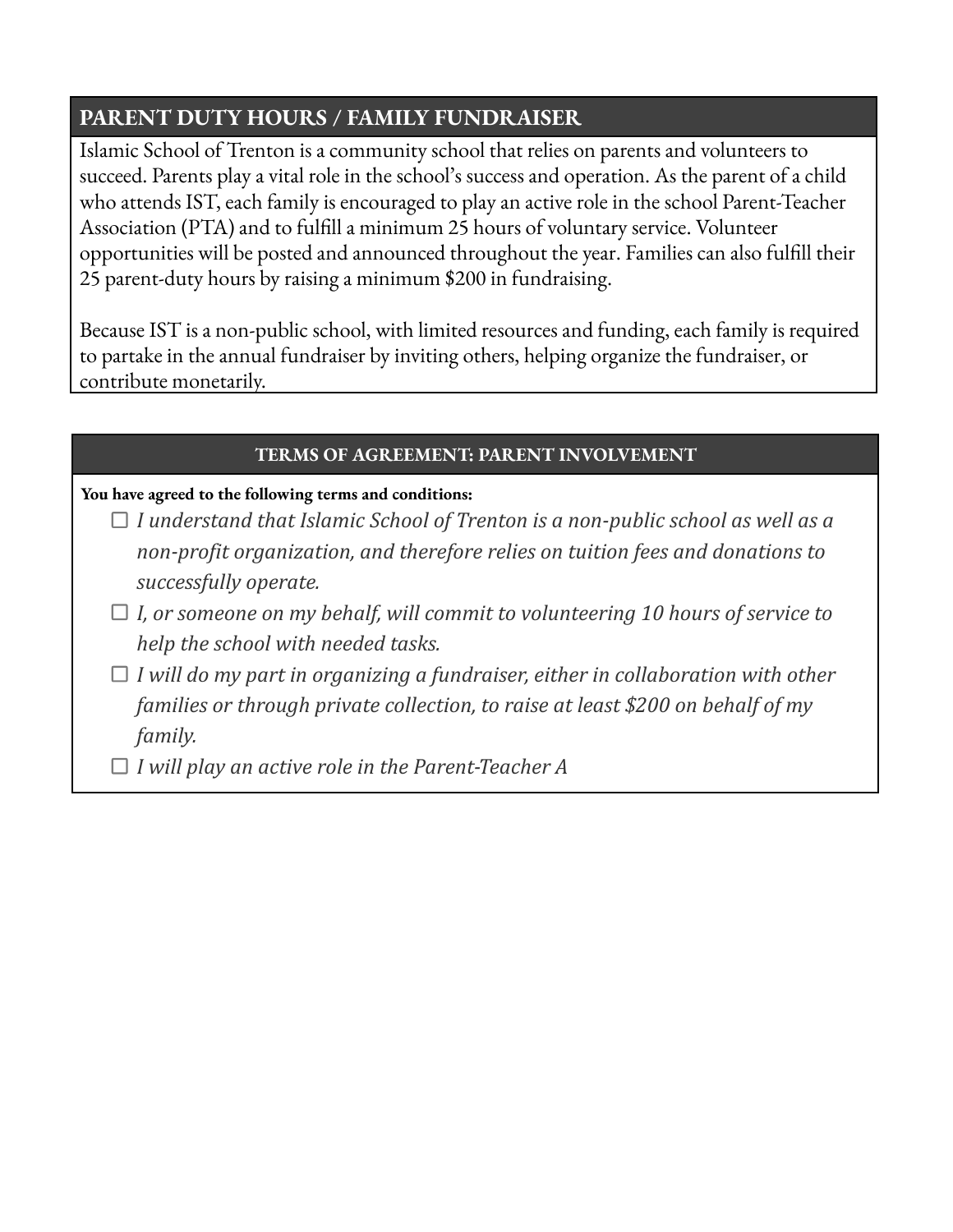## PARENT DUTY HOURS / FAMILY FUNDRAISER

Islamic School of Trenton is a community school that relies on parents and volunteers to succeed. Parents play a vital role in the school's success and operation. As the parent of a child who attends IST, each family is encouraged to play an active role in the school Parent-Teacher Association (PTA) and to fulfill a minimum 25 hours of voluntary service. Volunteer opportunities will be posted and announced throughout the year. Families can also fulfill their 25 parent-duty hours by raising a minimum $200 in fundraising.

Because IST is a non-public school, with limited resources and funding, each family is required to partake in the annual fundraiser by inviting others, helping organize the fundraiser, or contribute monetarily.

## TERMS OF AGREEMENT: PARENT INVOLVEMENT

**You have agreed to the following terms and conditions:**

- ☐ *I understand that Islamic School of Trenton is a non-public school as well as a non-profit organization, and therefore relies on tuition fees and donations to successfully operate.*
- ☐ *I, or someone on my behalf, will commit to volunteering 10 hours of service to help the school with needed tasks.*
- ☐ *I will do my part in organizing a fundraiser, either in collaboration with other families or through private collection, to raise at least $200 on behalf of my family.*
- ☐ *I will play an active role in the Parent-Teacher A*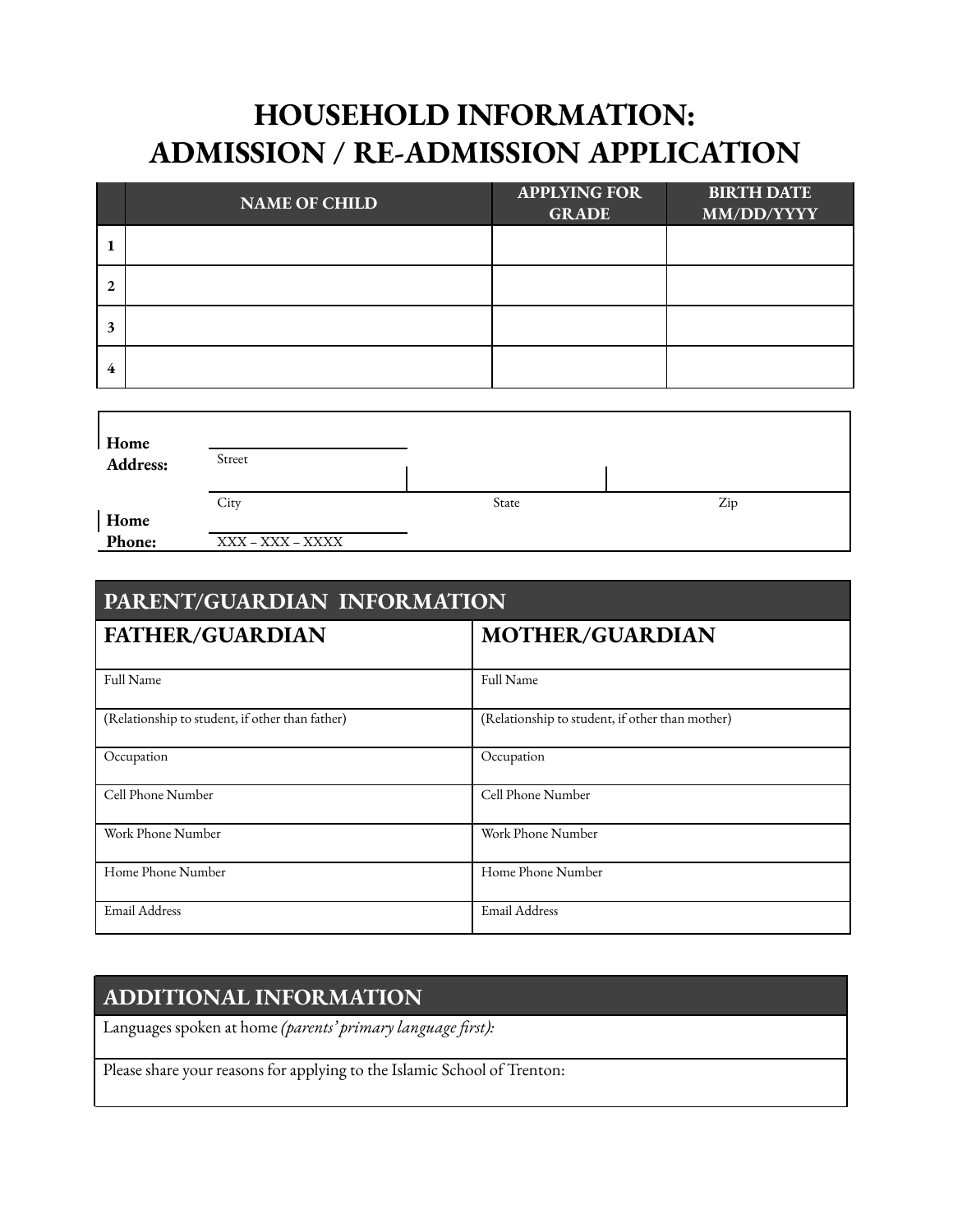# HOUSEHOLD INFORMATION: ADMISSION / RE-ADMISSION APPLICATION

| | NAME OF CHILD | APPLYING FOR GRADE | BIRTH DATE MM/DD/YYYY |
|---|---|---|---|
| 1 | | | |
| 2 | | | |
| 3 | | | |
| 4 | | | |

| | | | |
|---|---|---|---|
| **Home Address:** | Street | | |
| | City | State | Zip |
| **Home Phone:** | XXX – XXX – XXXX | | |

| PARENT/GUARDIAN INFORMATION | |
|---|---|
| **FATHER/GUARDIAN** | **MOTHER/GUARDIAN** |
| Full Name | Full Name |
| (Relationship to student, if other than father) | (Relationship to student, if other than mother) |
| Occupation | Occupation |
| Cell Phone Number | Cell Phone Number |
| Work Phone Number | Work Phone Number |
| Home Phone Number | Home Phone Number |
| Email Address | Email Address |

| ADDITIONAL INFORMATION |
|---|
| Languages spoken at home *(parents' primary language first):* |
| Please share your reasons for applying to the Islamic School of Trenton: |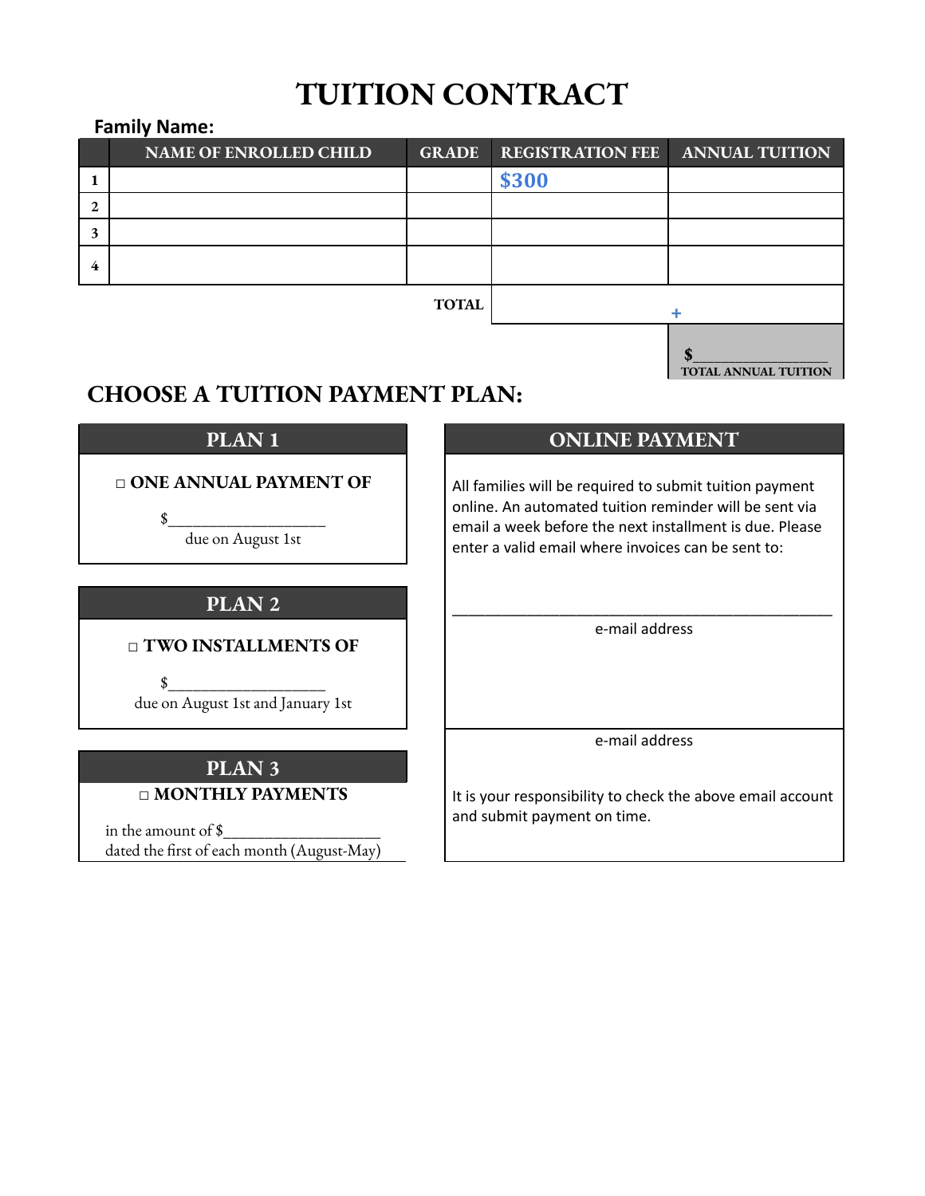# TUITION CONTRACT

**Family Name:**

| | NAME OF ENROLLED CHILD | GRADE | REGISTRATION FEE | ANNUAL TUITION |
|---|---|---|---|---|
| 1 | | | $300 | |
| 2 | | | | |
| 3 | | | | |
| 4 | | | | |
| | | TOTAL | | + |

**$\_\_\_\_\_\_\_\_\_\_\_\_\_\_\_\_**
**TOTAL ANNUAL TUITION**

## CHOOSE A TUITION PAYMENT PLAN:

### PLAN 1

□ **ONE ANNUAL PAYMENT OF**

$\_\_\_\_\_\_\_\_\_\_\_\_\_\_\_\_\_\_\_\_

due on August 1st

### PLAN 2

□ **TWO INSTALLMENTS OF**

$\_\_\_\_\_\_\_\_\_\_\_\_\_\_\_\_\_\_\_\_

due on August 1st and January 1st

### PLAN 3

□ **MONTHLY PAYMENTS**

in the amount of $\_\_\_\_\_\_\_\_\_\_\_\_\_\_\_\_\_\_\_\_
dated the first of each month (August-May)

### ONLINE PAYMENT

All families will be required to submit tuition payment online. An automated tuition reminder will be sent via email a week before the next installment is due. Please enter a valid email where invoices can be sent to:

\_\_\_\_\_\_\_\_\_\_\_\_\_\_\_\_\_\_\_\_\_\_\_\_\_\_\_\_\_\_\_\_\_\_\_\_\_\_\_\_\_\_\_\_\_\_\_\_
e-mail address

\_\_\_\_\_\_\_\_\_\_\_\_\_\_\_\_\_\_\_\_\_\_\_\_\_\_\_\_\_\_\_\_\_\_\_\_\_\_\_\_\_\_\_\_\_\_\_\_
e-mail address

It is your responsibility to check the above email account and submit payment on time.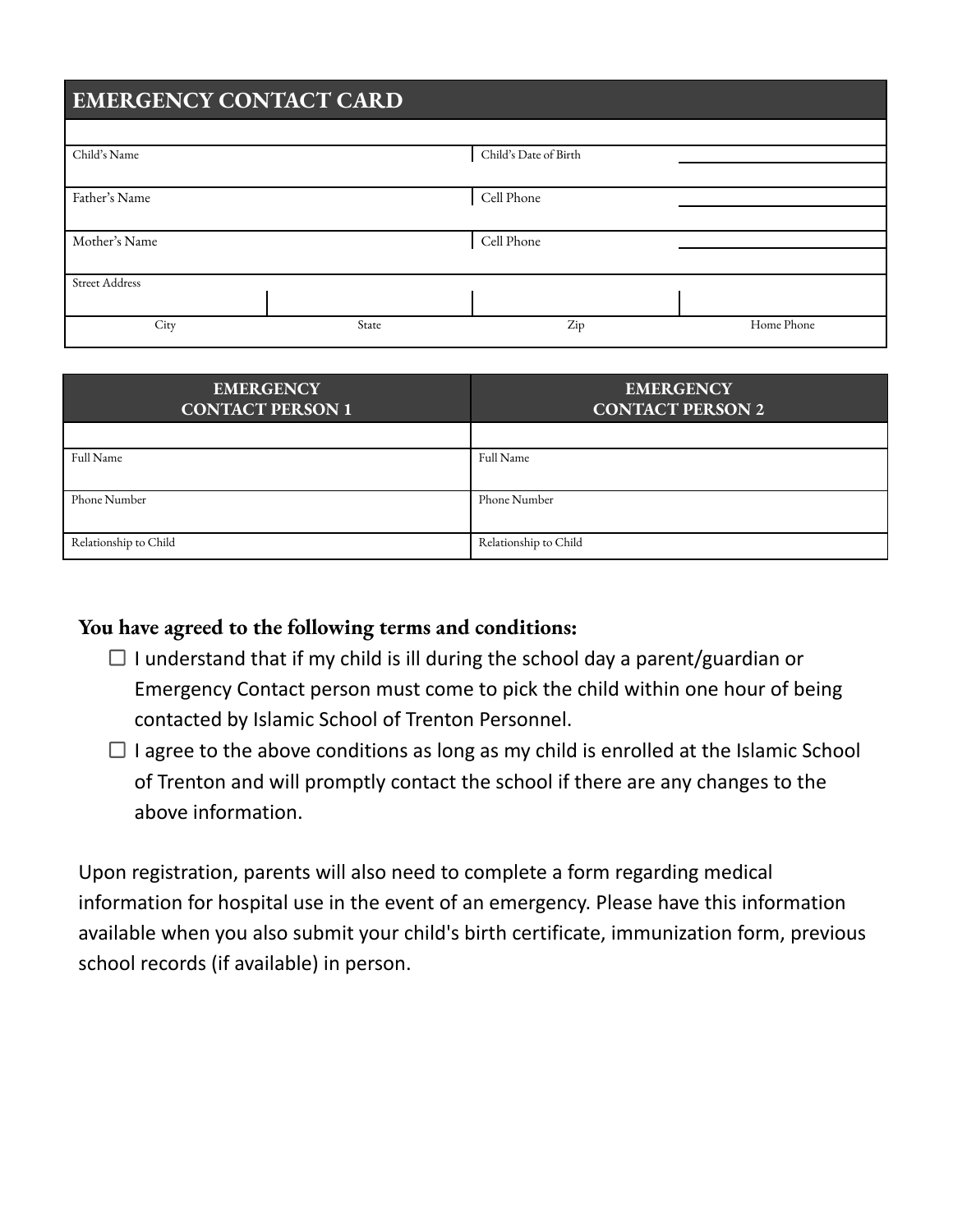## EMERGENCY CONTACT CARD

| | | | |
|---|---|---|---|
| Child's Name | | Child's Date of Birth | |
| Father's Name | | Cell Phone | |
| Mother's Name | | Cell Phone | |
| Street Address | | | |
| City | State | Zip | Home Phone |

| EMERGENCY CONTACT PERSON 1 | EMERGENCY CONTACT PERSON 2 |
|---|---|
| Full Name | Full Name |
| Phone Number | Phone Number |
| Relationship to Child | Relationship to Child |

**You have agreed to the following terms and conditions:**

- ☐ I understand that if my child is ill during the school day a parent/guardian or Emergency Contact person must come to pick the child within one hour of being contacted by Islamic School of Trenton Personnel.
- ☐ I agree to the above conditions as long as my child is enrolled at the Islamic School of Trenton and will promptly contact the school if there are any changes to the above information.

Upon registration, parents will also need to complete a form regarding medical information for hospital use in the event of an emergency. Please have this information available when you also submit your child's birth certificate, immunization form, previous school records (if available) in person.